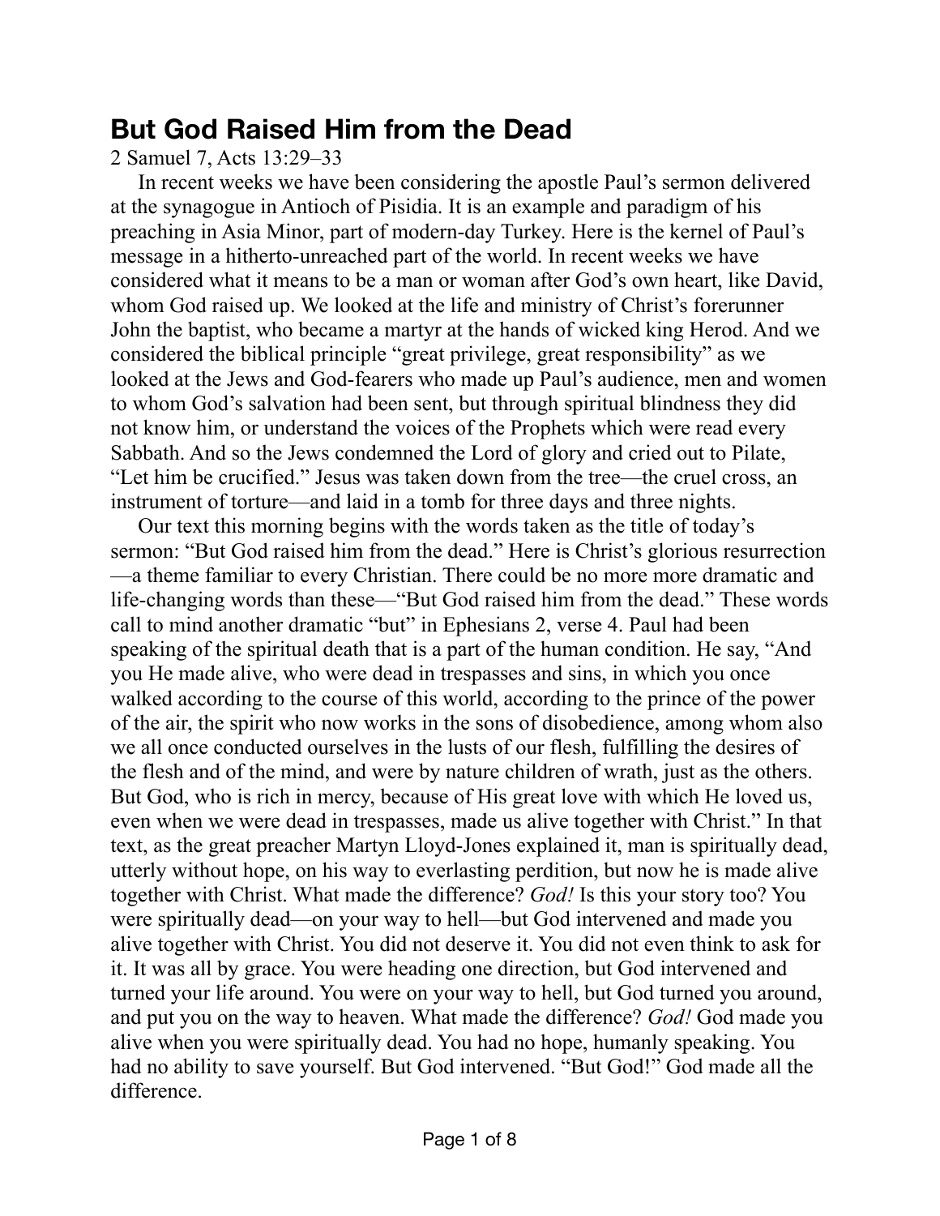# But God Raised Him from the Dead

2 Samuel 7, Acts 13:29–33

In recent weeks we have been considering the apostle Paul's sermon delivered at the synagogue in Antioch of Pisidia. It is an example and paradigm of his preaching in Asia Minor, part of modern-day Turkey. Here is the kernel of Paul's message in a hitherto-unreached part of the world. In recent weeks we have considered what it means to be a man or woman after God's own heart, like David, whom God raised up. We looked at the life and ministry of Christ's forerunner John the baptist, who became a martyr at the hands of wicked king Herod. And we considered the biblical principle "great privilege, great responsibility" as we looked at the Jews and God-fearers who made up Paul's audience, men and women to whom God's salvation had been sent, but through spiritual blindness they did not know him, or understand the voices of the Prophets which were read every Sabbath. And so the Jews condemned the Lord of glory and cried out to Pilate, "Let him be crucified." Jesus was taken down from the tree—the cruel cross, an instrument of torture—and laid in a tomb for three days and three nights.

Our text this morning begins with the words taken as the title of today's sermon: "But God raised him from the dead." Here is Christ's glorious resurrection—a theme familiar to every Christian. There could be no more more dramatic and life-changing words than these—"But God raised him from the dead." These words call to mind another dramatic "but" in Ephesians 2, verse 4. Paul had been speaking of the spiritual death that is a part of the human condition. He say, "And you He made alive, who were dead in trespasses and sins, in which you once walked according to the course of this world, according to the prince of the power of the air, the spirit who now works in the sons of disobedience, among whom also we all once conducted ourselves in the lusts of our flesh, fulfilling the desires of the flesh and of the mind, and were by nature children of wrath, just as the others. But God, who is rich in mercy, because of His great love with which He loved us, even when we were dead in trespasses, made us alive together with Christ." In that text, as the great preacher Martyn Lloyd-Jones explained it, man is spiritually dead, utterly without hope, on his way to everlasting perdition, but now he is made alive together with Christ. What made the difference? *God!* Is this your story too? You were spiritually dead—on your way to hell—but God intervened and made you alive together with Christ. You did not deserve it. You did not even think to ask for it. It was all by grace. You were heading one direction, but God intervened and turned your life around. You were on your way to hell, but God turned you around, and put you on the way to heaven. What made the difference? *God!* God made you alive when you were spiritually dead. You had no hope, humanly speaking. You had no ability to save yourself. But God intervened. "But God!" God made all the difference.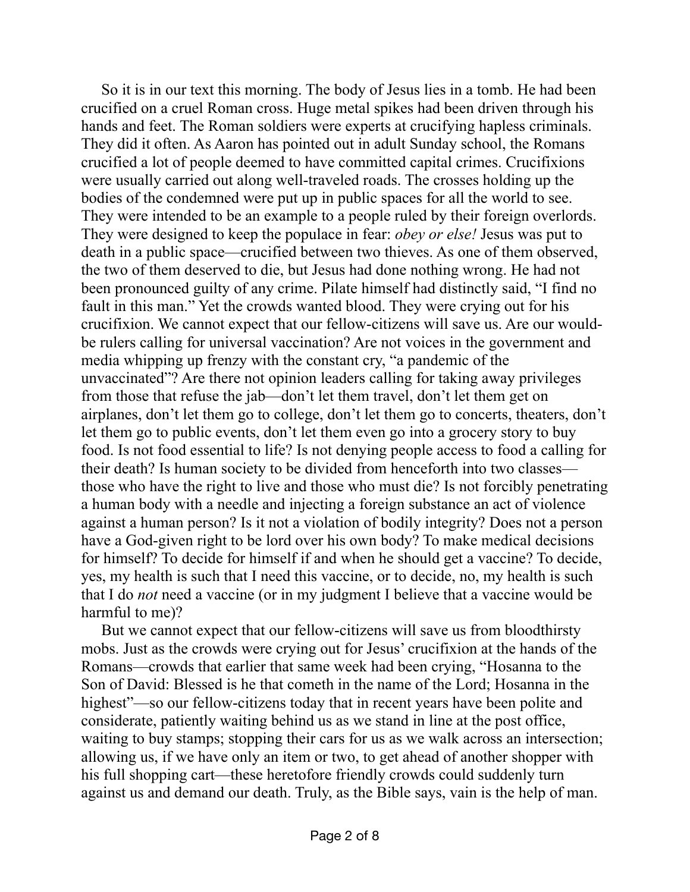So it is in our text this morning. The body of Jesus lies in a tomb. He had been crucified on a cruel Roman cross. Huge metal spikes had been driven through his hands and feet. The Roman soldiers were experts at crucifying hapless criminals. They did it often. As Aaron has pointed out in adult Sunday school, the Romans crucified a lot of people deemed to have committed capital crimes. Crucifixions were usually carried out along well-traveled roads. The crosses holding up the bodies of the condemned were put up in public spaces for all the world to see. They were intended to be an example to a people ruled by their foreign overlords. They were designed to keep the populace in fear: *obey or else!* Jesus was put to death in a public space—crucified between two thieves. As one of them observed, the two of them deserved to die, but Jesus had done nothing wrong. He had not been pronounced guilty of any crime. Pilate himself had distinctly said, "I find no fault in this man." Yet the crowds wanted blood. They were crying out for his crucifixion. We cannot expect that our fellow-citizens will save us. Are our would-be rulers calling for universal vaccination? Are not voices in the government and media whipping up frenzy with the constant cry, "a pandemic of the unvaccinated"? Are there not opinion leaders calling for taking away privileges from those that refuse the jab—don't let them travel, don't let them get on airplanes, don't let them go to college, don't let them go to concerts, theaters, don't let them go to public events, don't let them even go into a grocery story to buy food. Is not food essential to life? Is not denying people access to food a calling for their death? Is human society to be divided from henceforth into two classes—those who have the right to live and those who must die? Is not forcibly penetrating a human body with a needle and injecting a foreign substance an act of violence against a human person? Is it not a violation of bodily integrity? Does not a person have a God-given right to be lord over his own body? To make medical decisions for himself? To decide for himself if and when he should get a vaccine? To decide, yes, my health is such that I need this vaccine, or to decide, no, my health is such that I do *not* need a vaccine (or in my judgment I believe that a vaccine would be harmful to me)?

But we cannot expect that our fellow-citizens will save us from bloodthirsty mobs. Just as the crowds were crying out for Jesus' crucifixion at the hands of the Romans—crowds that earlier that same week had been crying, "Hosanna to the Son of David: Blessed is he that cometh in the name of the Lord; Hosanna in the highest"—so our fellow-citizens today that in recent years have been polite and considerate, patiently waiting behind us as we stand in line at the post office, waiting to buy stamps; stopping their cars for us as we walk across an intersection; allowing us, if we have only an item or two, to get ahead of another shopper with his full shopping cart—these heretofore friendly crowds could suddenly turn against us and demand our death. Truly, as the Bible says, vain is the help of man.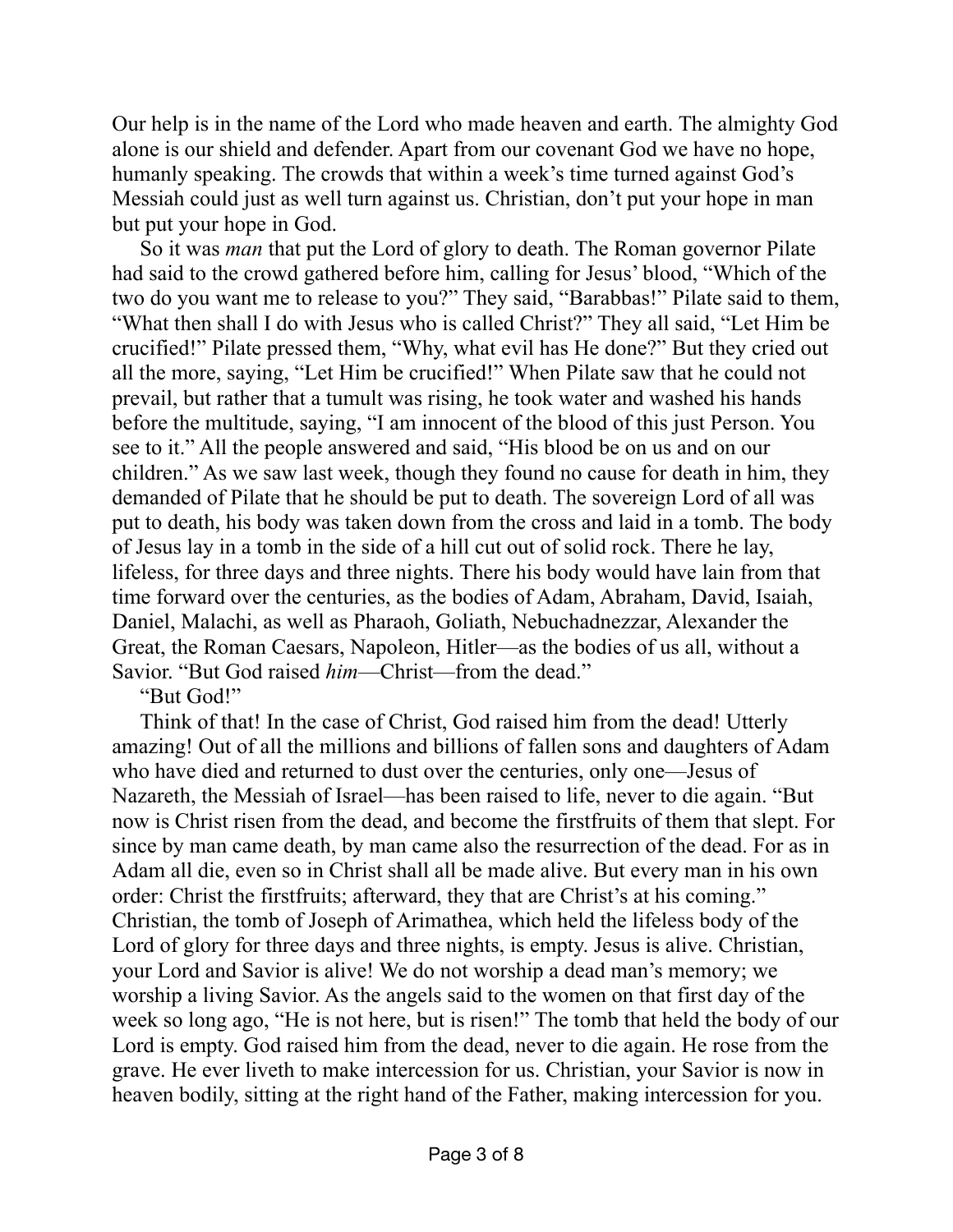Our help is in the name of the Lord who made heaven and earth. The almighty God alone is our shield and defender. Apart from our covenant God we have no hope, humanly speaking. The crowds that within a week's time turned against God's Messiah could just as well turn against us. Christian, don't put your hope in man but put your hope in God.

So it was *man* that put the Lord of glory to death. The Roman governor Pilate had said to the crowd gathered before him, calling for Jesus' blood, "Which of the two do you want me to release to you?" They said, "Barabbas!" Pilate said to them, "What then shall I do with Jesus who is called Christ?" They all said, "Let Him be crucified!" Pilate pressed them, "Why, what evil has He done?" But they cried out all the more, saying, "Let Him be crucified!" When Pilate saw that he could not prevail, but rather that a tumult was rising, he took water and washed his hands before the multitude, saying, "I am innocent of the blood of this just Person. You see to it." All the people answered and said, "His blood be on us and on our children." As we saw last week, though they found no cause for death in him, they demanded of Pilate that he should be put to death. The sovereign Lord of all was put to death, his body was taken down from the cross and laid in a tomb. The body of Jesus lay in a tomb in the side of a hill cut out of solid rock. There he lay, lifeless, for three days and three nights. There his body would have lain from that time forward over the centuries, as the bodies of Adam, Abraham, David, Isaiah, Daniel, Malachi, as well as Pharaoh, Goliath, Nebuchadnezzar, Alexander the Great, the Roman Caesars, Napoleon, Hitler—as the bodies of us all, without a Savior. "But God raised *him*—Christ—from the dead."

"But God!"

Think of that! In the case of Christ, God raised him from the dead! Utterly amazing! Out of all the millions and billions of fallen sons and daughters of Adam who have died and returned to dust over the centuries, only one—Jesus of Nazareth, the Messiah of Israel—has been raised to life, never to die again. "But now is Christ risen from the dead, and become the firstfruits of them that slept. For since by man came death, by man came also the resurrection of the dead. For as in Adam all die, even so in Christ shall all be made alive. But every man in his own order: Christ the firstfruits; afterward, they that are Christ's at his coming." Christian, the tomb of Joseph of Arimathea, which held the lifeless body of the Lord of glory for three days and three nights, is empty. Jesus is alive. Christian, your Lord and Savior is alive! We do not worship a dead man's memory; we worship a living Savior. As the angels said to the women on that first day of the week so long ago, "He is not here, but is risen!" The tomb that held the body of our Lord is empty. God raised him from the dead, never to die again. He rose from the grave. He ever liveth to make intercession for us. Christian, your Savior is now in heaven bodily, sitting at the right hand of the Father, making intercession for you.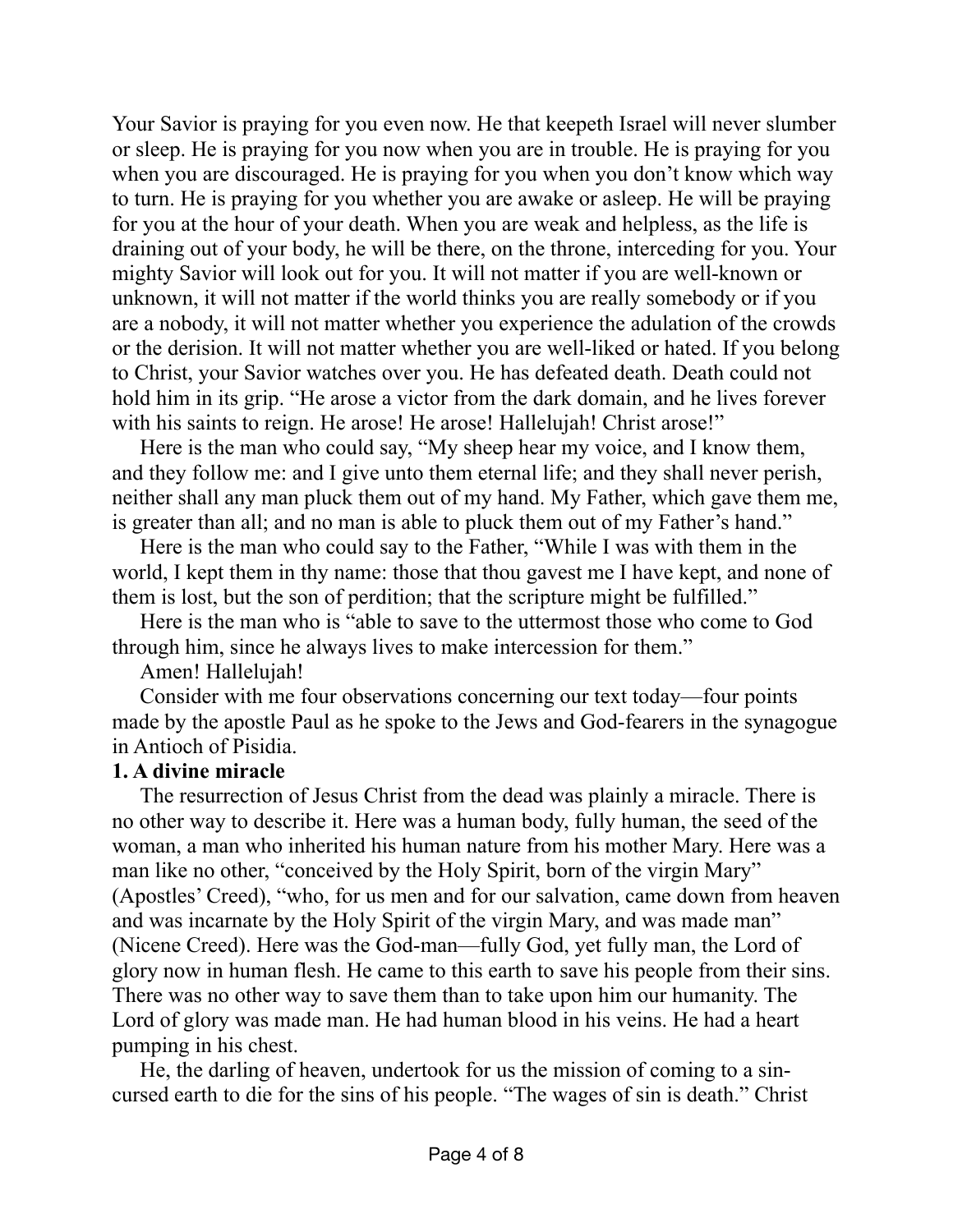Your Savior is praying for you even now. He that keepeth Israel will never slumber or sleep. He is praying for you now when you are in trouble. He is praying for you when you are discouraged. He is praying for you when you don't know which way to turn. He is praying for you whether you are awake or asleep. He will be praying for you at the hour of your death. When you are weak and helpless, as the life is draining out of your body, he will be there, on the throne, interceding for you. Your mighty Savior will look out for you. It will not matter if you are well-known or unknown, it will not matter if the world thinks you are really somebody or if you are a nobody, it will not matter whether you experience the adulation of the crowds or the derision. It will not matter whether you are well-liked or hated. If you belong to Christ, your Savior watches over you. He has defeated death. Death could not hold him in its grip. "He arose a victor from the dark domain, and he lives forever with his saints to reign. He arose! He arose! Hallelujah! Christ arose!"

Here is the man who could say, "My sheep hear my voice, and I know them, and they follow me: and I give unto them eternal life; and they shall never perish, neither shall any man pluck them out of my hand. My Father, which gave them me, is greater than all; and no man is able to pluck them out of my Father's hand."

Here is the man who could say to the Father, "While I was with them in the world, I kept them in thy name: those that thou gavest me I have kept, and none of them is lost, but the son of perdition; that the scripture might be fulfilled."

Here is the man who is "able to save to the uttermost those who come to God through him, since he always lives to make intercession for them."

Amen! Hallelujah!

Consider with me four observations concerning our text today—four points made by the apostle Paul as he spoke to the Jews and God-fearers in the synagogue in Antioch of Pisidia.

**1. A divine miracle**

The resurrection of Jesus Christ from the dead was plainly a miracle. There is no other way to describe it. Here was a human body, fully human, the seed of the woman, a man who inherited his human nature from his mother Mary. Here was a man like no other, "conceived by the Holy Spirit, born of the virgin Mary" (Apostles' Creed), "who, for us men and for our salvation, came down from heaven and was incarnate by the Holy Spirit of the virgin Mary, and was made man" (Nicene Creed). Here was the God-man—fully God, yet fully man, the Lord of glory now in human flesh. He came to this earth to save his people from their sins. There was no other way to save them than to take upon him our humanity. The Lord of glory was made man. He had human blood in his veins. He had a heart pumping in his chest.

He, the darling of heaven, undertook for us the mission of coming to a sin-cursed earth to die for the sins of his people. "The wages of sin is death." Christ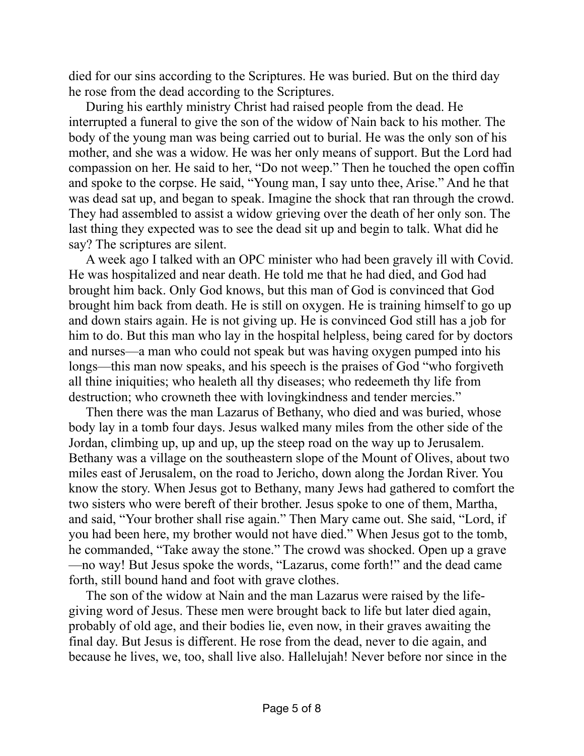died for our sins according to the Scriptures. He was buried. But on the third day he rose from the dead according to the Scriptures.

During his earthly ministry Christ had raised people from the dead. He interrupted a funeral to give the son of the widow of Nain back to his mother. The body of the young man was being carried out to burial. He was the only son of his mother, and she was a widow. He was her only means of support. But the Lord had compassion on her. He said to her, "Do not weep." Then he touched the open coffin and spoke to the corpse. He said, "Young man, I say unto thee, Arise." And he that was dead sat up, and began to speak. Imagine the shock that ran through the crowd. They had assembled to assist a widow grieving over the death of her only son. The last thing they expected was to see the dead sit up and begin to talk. What did he say? The scriptures are silent.

A week ago I talked with an OPC minister who had been gravely ill with Covid. He was hospitalized and near death. He told me that he had died, and God had brought him back. Only God knows, but this man of God is convinced that God brought him back from death. He is still on oxygen. He is training himself to go up and down stairs again. He is not giving up. He is convinced God still has a job for him to do. But this man who lay in the hospital helpless, being cared for by doctors and nurses—a man who could not speak but was having oxygen pumped into his longs—this man now speaks, and his speech is the praises of God "who forgiveth all thine iniquities; who healeth all thy diseases; who redeemeth thy life from destruction; who crowneth thee with lovingkindness and tender mercies."

Then there was the man Lazarus of Bethany, who died and was buried, whose body lay in a tomb four days. Jesus walked many miles from the other side of the Jordan, climbing up, up and up, up the steep road on the way up to Jerusalem. Bethany was a village on the southeastern slope of the Mount of Olives, about two miles east of Jerusalem, on the road to Jericho, down along the Jordan River. You know the story. When Jesus got to Bethany, many Jews had gathered to comfort the two sisters who were bereft of their brother. Jesus spoke to one of them, Martha, and said, "Your brother shall rise again." Then Mary came out. She said, "Lord, if you had been here, my brother would not have died." When Jesus got to the tomb, he commanded, "Take away the stone." The crowd was shocked. Open up a grave—no way! But Jesus spoke the words, "Lazarus, come forth!" and the dead came forth, still bound hand and foot with grave clothes.

The son of the widow at Nain and the man Lazarus were raised by the life-giving word of Jesus. These men were brought back to life but later died again, probably of old age, and their bodies lie, even now, in their graves awaiting the final day. But Jesus is different. He rose from the dead, never to die again, and because he lives, we, too, shall live also. Hallelujah! Never before nor since in the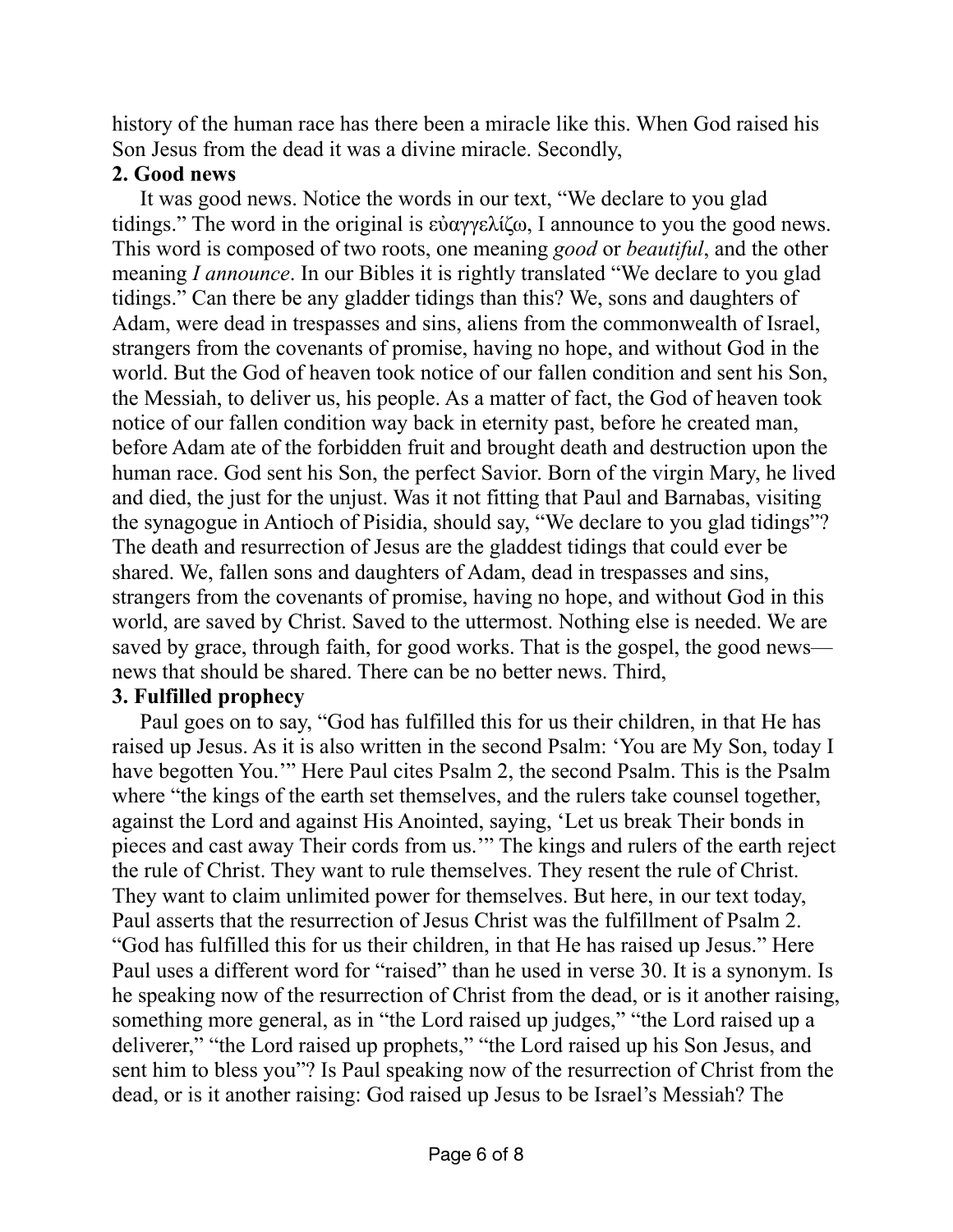history of the human race has there been a miracle like this. When God raised his Son Jesus from the dead it was a divine miracle. Secondly,

**2. Good news**

It was good news. Notice the words in our text, "We declare to you glad tidings." The word in the original is εὐαγγελίζω, I announce to you the good news. This word is composed of two roots, one meaning *good* or *beautiful*, and the other meaning *I announce*. In our Bibles it is rightly translated "We declare to you glad tidings." Can there be any gladder tidings than this? We, sons and daughters of Adam, were dead in trespasses and sins, aliens from the commonwealth of Israel, strangers from the covenants of promise, having no hope, and without God in the world. But the God of heaven took notice of our fallen condition and sent his Son, the Messiah, to deliver us, his people. As a matter of fact, the God of heaven took notice of our fallen condition way back in eternity past, before he created man, before Adam ate of the forbidden fruit and brought death and destruction upon the human race. God sent his Son, the perfect Savior. Born of the virgin Mary, he lived and died, the just for the unjust. Was it not fitting that Paul and Barnabas, visiting the synagogue in Antioch of Pisidia, should say, "We declare to you glad tidings"? The death and resurrection of Jesus are the gladdest tidings that could ever be shared. We, fallen sons and daughters of Adam, dead in trespasses and sins, strangers from the covenants of promise, having no hope, and without God in this world, are saved by Christ. Saved to the uttermost. Nothing else is needed. We are saved by grace, through faith, for good works. That is the gospel, the good news—news that should be shared. There can be no better news. Third,

**3. Fulfilled prophecy**

Paul goes on to say, "God has fulfilled this for us their children, in that He has raised up Jesus. As it is also written in the second Psalm: 'You are My Son, today I have begotten You.'" Here Paul cites Psalm 2, the second Psalm. This is the Psalm where "the kings of the earth set themselves, and the rulers take counsel together, against the Lord and against His Anointed, saying, 'Let us break Their bonds in pieces and cast away Their cords from us.'" The kings and rulers of the earth reject the rule of Christ. They want to rule themselves. They resent the rule of Christ. They want to claim unlimited power for themselves. But here, in our text today, Paul asserts that the resurrection of Jesus Christ was the fulfillment of Psalm 2. "God has fulfilled this for us their children, in that He has raised up Jesus." Here Paul uses a different word for "raised" than he used in verse 30. It is a synonym. Is he speaking now of the resurrection of Christ from the dead, or is it another raising, something more general, as in "the Lord raised up judges," "the Lord raised up a deliverer," "the Lord raised up prophets," "the Lord raised up his Son Jesus, and sent him to bless you"? Is Paul speaking now of the resurrection of Christ from the dead, or is it another raising: God raised up Jesus to be Israel's Messiah? The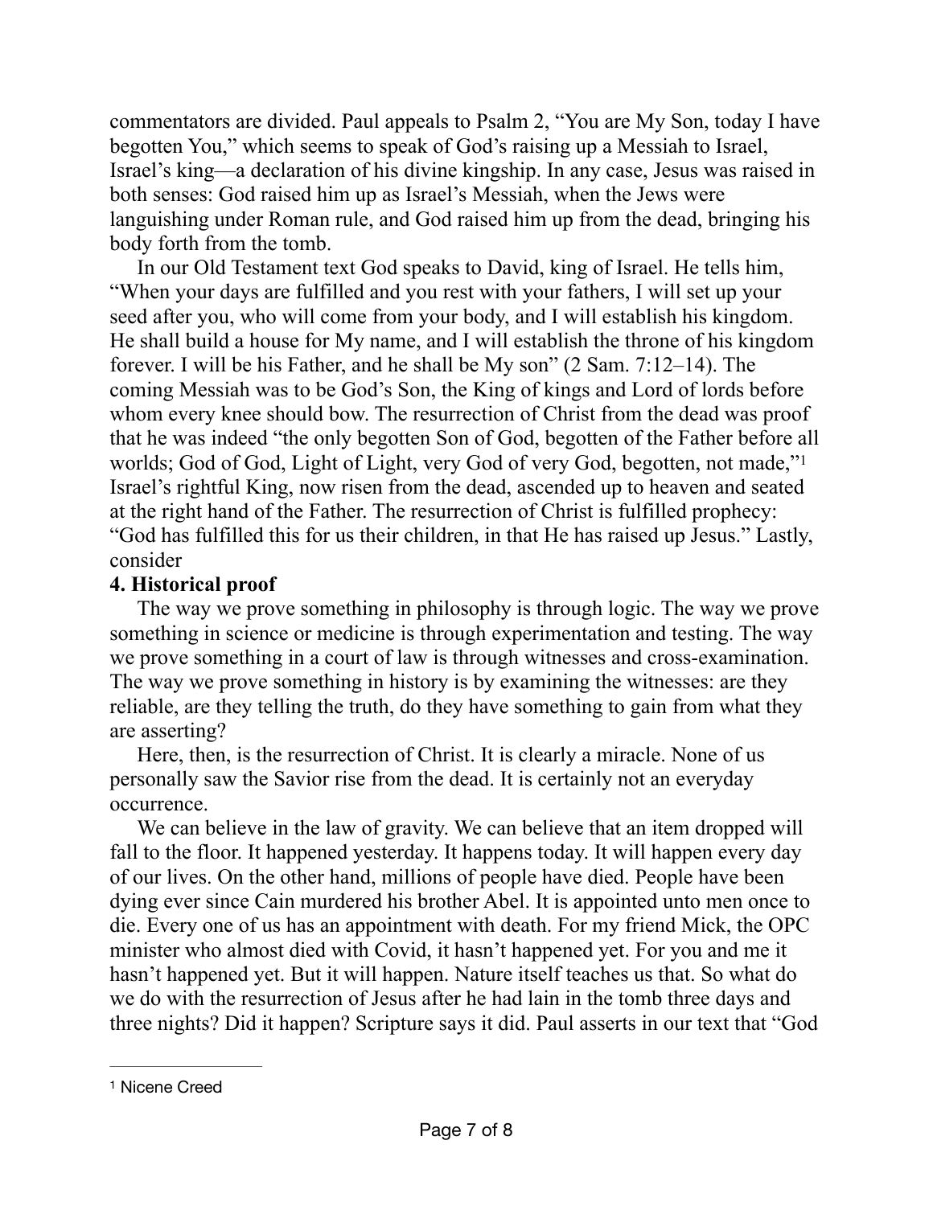commentators are divided. Paul appeals to Psalm 2, "You are My Son, today I have begotten You," which seems to speak of God's raising up a Messiah to Israel, Israel's king—a declaration of his divine kingship. In any case, Jesus was raised in both senses: God raised him up as Israel's Messiah, when the Jews were languishing under Roman rule, and God raised him up from the dead, bringing his body forth from the tomb.

In our Old Testament text God speaks to David, king of Israel. He tells him, "When your days are fulfilled and you rest with your fathers, I will set up your seed after you, who will come from your body, and I will establish his kingdom. He shall build a house for My name, and I will establish the throne of his kingdom forever. I will be his Father, and he shall be My son" (2 Sam. 7:12–14). The coming Messiah was to be God's Son, the King of kings and Lord of lords before whom every knee should bow. The resurrection of Christ from the dead was proof that he was indeed "the only begotten Son of God, begotten of the Father before all worlds; God of God, Light of Light, very God of very God, begotten, not made,"[1] Israel's rightful King, now risen from the dead, ascended up to heaven and seated at the right hand of the Father. The resurrection of Christ is fulfilled prophecy: "God has fulfilled this for us their children, in that He has raised up Jesus." Lastly, consider

**4. Historical proof**

The way we prove something in philosophy is through logic. The way we prove something in science or medicine is through experimentation and testing. The way we prove something in a court of law is through witnesses and cross-examination. The way we prove something in history is by examining the witnesses: are they reliable, are they telling the truth, do they have something to gain from what they are asserting?

Here, then, is the resurrection of Christ. It is clearly a miracle. None of us personally saw the Savior rise from the dead. It is certainly not an everyday occurrence.

We can believe in the law of gravity. We can believe that an item dropped will fall to the floor. It happened yesterday. It happens today. It will happen every day of our lives. On the other hand, millions of people have died. People have been dying ever since Cain murdered his brother Abel. It is appointed unto men once to die. Every one of us has an appointment with death. For my friend Mick, the OPC minister who almost died with Covid, it hasn't happened yet. For you and me it hasn't happened yet. But it will happen. Nature itself teaches us that. So what do we do with the resurrection of Jesus after he had lain in the tomb three days and three nights? Did it happen? Scripture says it did. Paul asserts in our text that "God

---

[1] Nicene Creed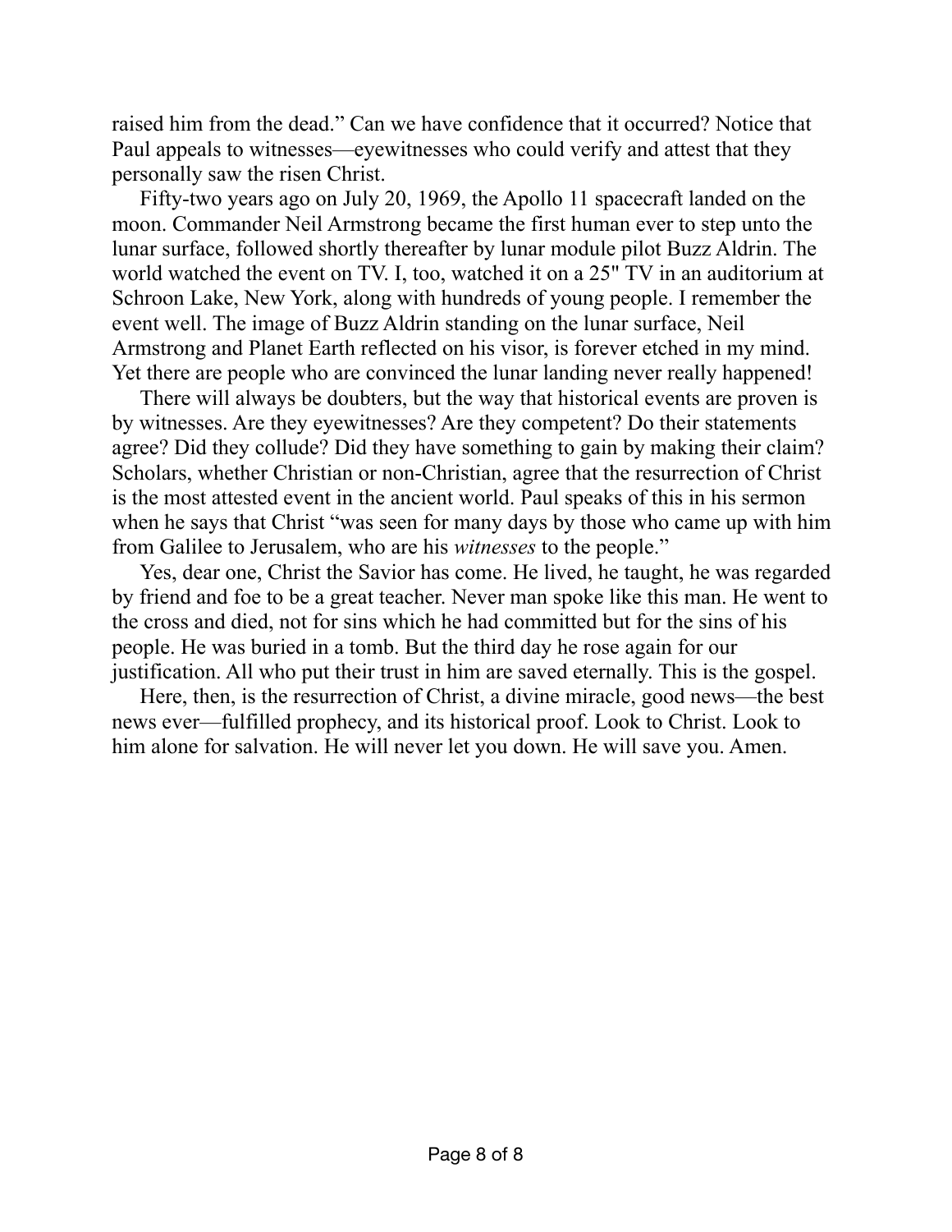raised him from the dead." Can we have confidence that it occurred? Notice that Paul appeals to witnesses—eyewitnesses who could verify and attest that they personally saw the risen Christ.

Fifty-two years ago on July 20, 1969, the Apollo 11 spacecraft landed on the moon. Commander Neil Armstrong became the first human ever to step unto the lunar surface, followed shortly thereafter by lunar module pilot Buzz Aldrin. The world watched the event on TV. I, too, watched it on a 25" TV in an auditorium at Schroon Lake, New York, along with hundreds of young people. I remember the event well. The image of Buzz Aldrin standing on the lunar surface, Neil Armstrong and Planet Earth reflected on his visor, is forever etched in my mind. Yet there are people who are convinced the lunar landing never really happened!

There will always be doubters, but the way that historical events are proven is by witnesses. Are they eyewitnesses? Are they competent? Do their statements agree? Did they collude? Did they have something to gain by making their claim? Scholars, whether Christian or non-Christian, agree that the resurrection of Christ is the most attested event in the ancient world. Paul speaks of this in his sermon when he says that Christ "was seen for many days by those who came up with him from Galilee to Jerusalem, who are his *witnesses* to the people."

Yes, dear one, Christ the Savior has come. He lived, he taught, he was regarded by friend and foe to be a great teacher. Never man spoke like this man. He went to the cross and died, not for sins which he had committed but for the sins of his people. He was buried in a tomb. But the third day he rose again for our justification. All who put their trust in him are saved eternally. This is the gospel.

Here, then, is the resurrection of Christ, a divine miracle, good news—the best news ever—fulfilled prophecy, and its historical proof. Look to Christ. Look to him alone for salvation. He will never let you down. He will save you. Amen.